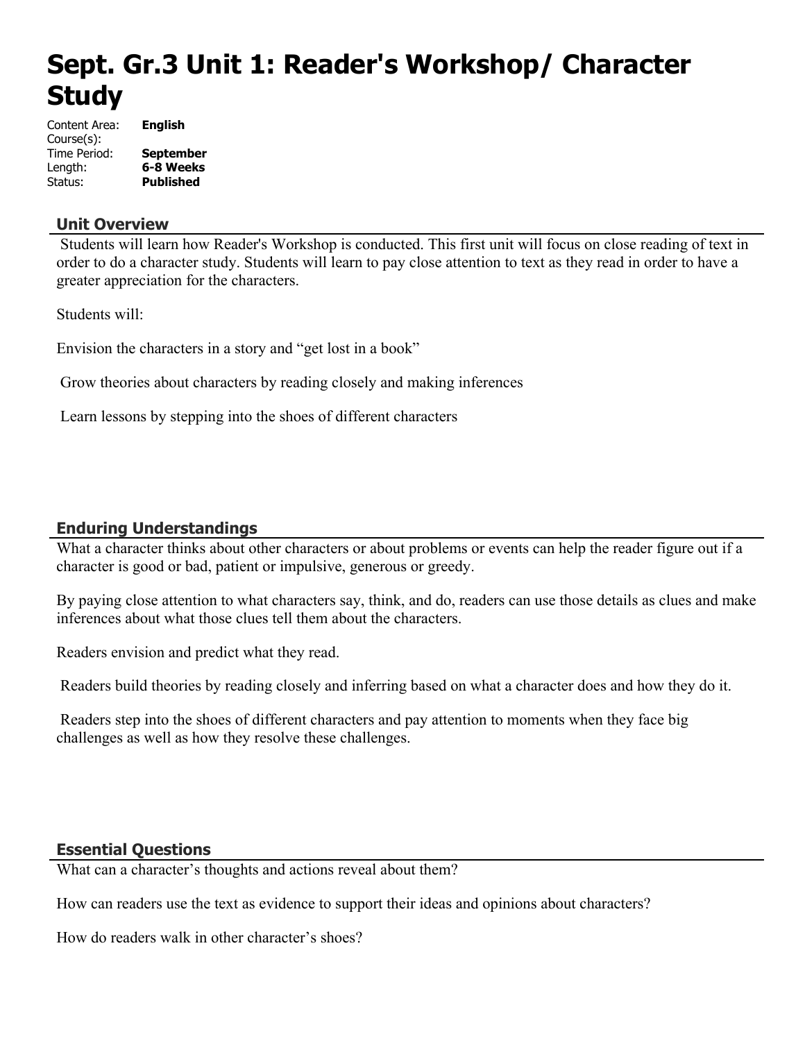# Sept. Gr.3 Unit 1: Reader's Workshop/ Character Study

Content Area: **English**
Course(s):
Time Period: **September**
Length: **6-8 Weeks**
Status: **Published**

## Unit Overview

Students will learn how Reader's Workshop is conducted. This first unit will focus on close reading of text in order to do a character study. Students will learn to pay close attention to text as they read in order to have a greater appreciation for the characters.

Students will:

Envision the characters in a story and "get lost in a book"

Grow theories about characters by reading closely and making inferences

Learn lessons by stepping into the shoes of different characters

## Enduring Understandings

What a character thinks about other characters or about problems or events can help the reader figure out if a character is good or bad, patient or impulsive, generous or greedy.

By paying close attention to what characters say, think, and do, readers can use those details as clues and make inferences about what those clues tell them about the characters.

Readers envision and predict what they read.

Readers build theories by reading closely and inferring based on what a character does and how they do it.

Readers step into the shoes of different characters and pay attention to moments when they face big challenges as well as how they resolve these challenges.

## Essential Questions

What can a character's thoughts and actions reveal about them?

How can readers use the text as evidence to support their ideas and opinions about characters?

How do readers walk in other character's shoes?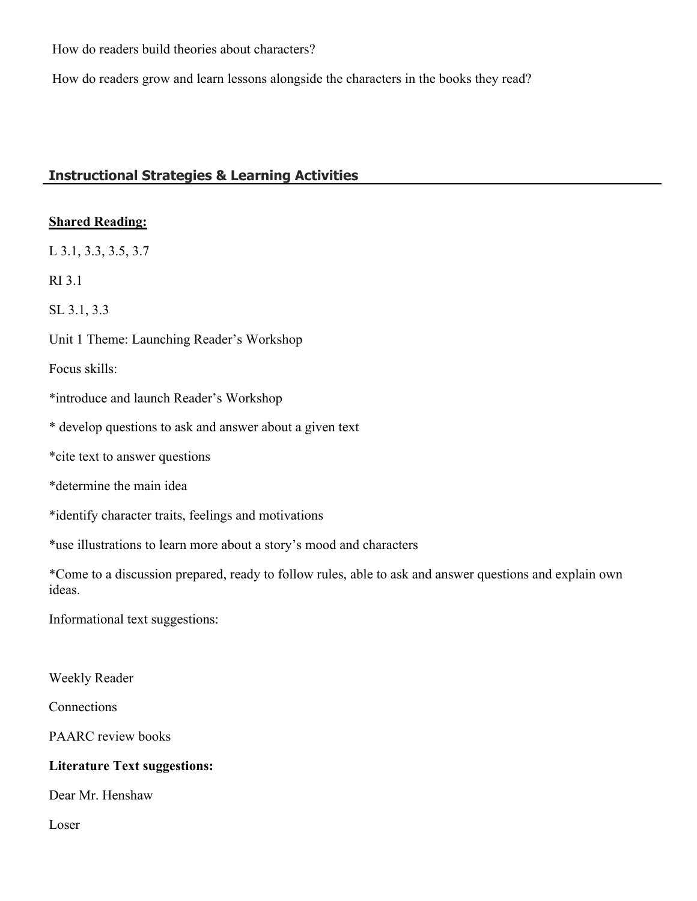How do readers build theories about characters?

How do readers grow and learn lessons alongside the characters in the books they read?

## Instructional Strategies & Learning Activities

**Shared Reading:**

L 3.1, 3.3, 3.5, 3.7

RI 3.1

SL 3.1, 3.3

Unit 1 Theme: Launching Reader's Workshop

Focus skills:

*introduce and launch Reader's Workshop

* develop questions to ask and answer about a given text

*cite text to answer questions

*determine the main idea

*identify character traits, feelings and motivations

*use illustrations to learn more about a story's mood and characters

*Come to a discussion prepared, ready to follow rules, able to ask and answer questions and explain own ideas.

Informational text suggestions:

Weekly Reader

Connections

PAARC review books

**Literature Text suggestions:**

Dear Mr. Henshaw

Loser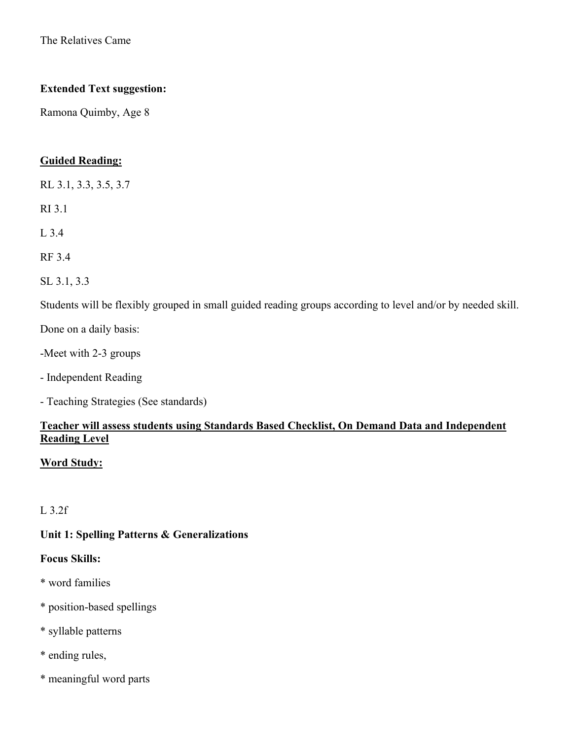The Relatives Came

**Extended Text suggestion:**

Ramona Quimby, Age 8

**Guided Reading:**

RL 3.1, 3.3, 3.5, 3.7

RI 3.1

L 3.4

RF 3.4

SL 3.1, 3.3

Students will be flexibly grouped in small guided reading groups according to level and/or by needed skill.

Done on a daily basis:

-Meet with 2-3 groups

- Independent Reading

- Teaching Strategies (See standards)

**Teacher will assess students using Standards Based Checklist, On Demand Data and Independent Reading Level**

**Word Study:**

L 3.2f

**Unit 1: Spelling Patterns & Generalizations**

**Focus Skills:**

* word families

* position-based spellings

* syllable patterns

* ending rules,

* meaningful word parts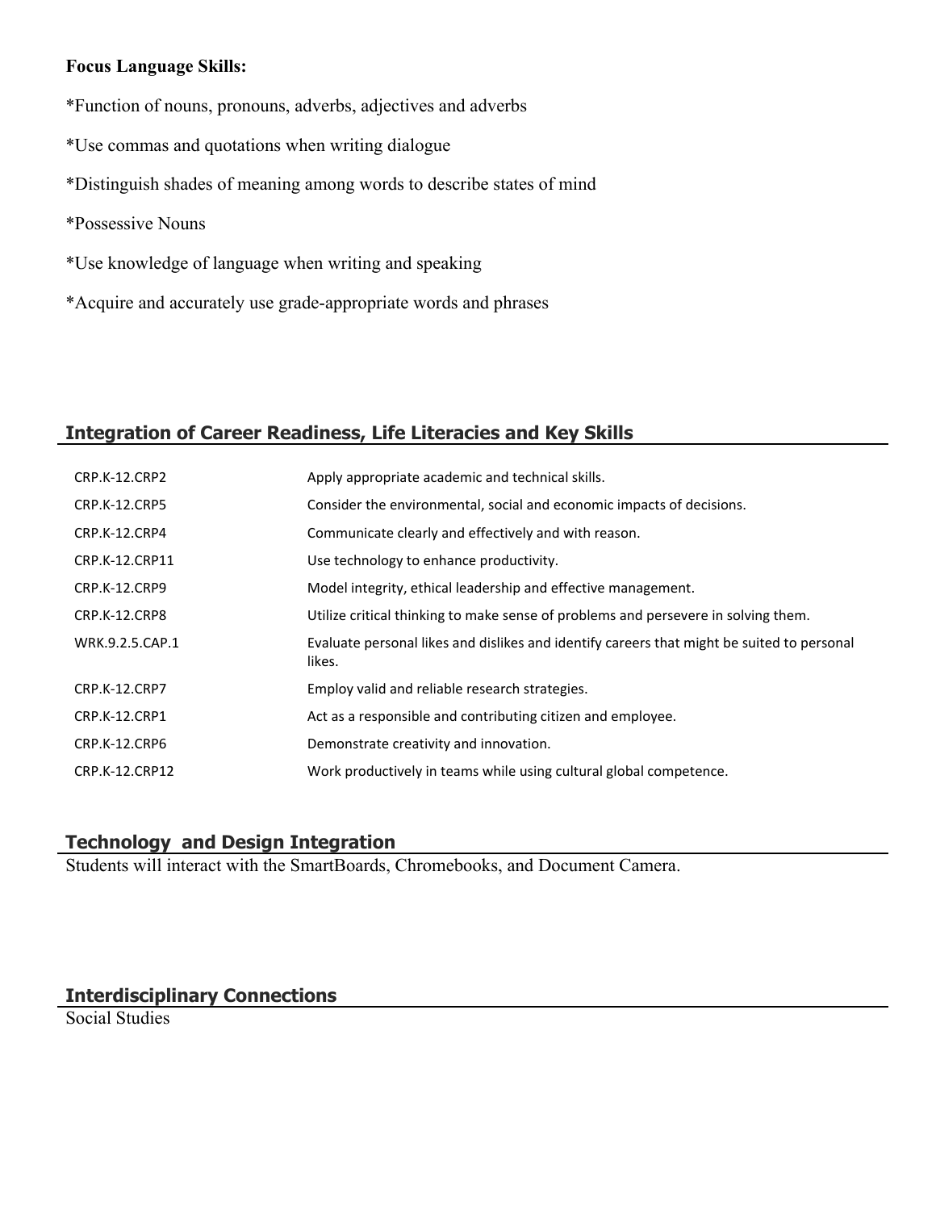**Focus Language Skills:**

*Function of nouns, pronouns, adverbs, adjectives and adverbs

*Use commas and quotations when writing dialogue

*Distinguish shades of meaning among words to describe states of mind

*Possessive Nouns

*Use knowledge of language when writing and speaking

*Acquire and accurately use grade-appropriate words and phrases

## Integration of Career Readiness, Life Literacies and Key Skills

| | |
|---|---|
| CRP.K-12.CRP2 | Apply appropriate academic and technical skills. |
| CRP.K-12.CRP5 | Consider the environmental, social and economic impacts of decisions. |
| CRP.K-12.CRP4 | Communicate clearly and effectively and with reason. |
| CRP.K-12.CRP11 | Use technology to enhance productivity. |
| CRP.K-12.CRP9 | Model integrity, ethical leadership and effective management. |
| CRP.K-12.CRP8 | Utilize critical thinking to make sense of problems and persevere in solving them. |
| WRK.9.2.5.CAP.1 | Evaluate personal likes and dislikes and identify careers that might be suited to personal likes. |
| CRP.K-12.CRP7 | Employ valid and reliable research strategies. |
| CRP.K-12.CRP1 | Act as a responsible and contributing citizen and employee. |
| CRP.K-12.CRP6 | Demonstrate creativity and innovation. |
| CRP.K-12.CRP12 | Work productively in teams while using cultural global competence. |

## Technology and Design Integration

Students will interact with the SmartBoards, Chromebooks, and Document Camera.

## Interdisciplinary Connections

Social Studies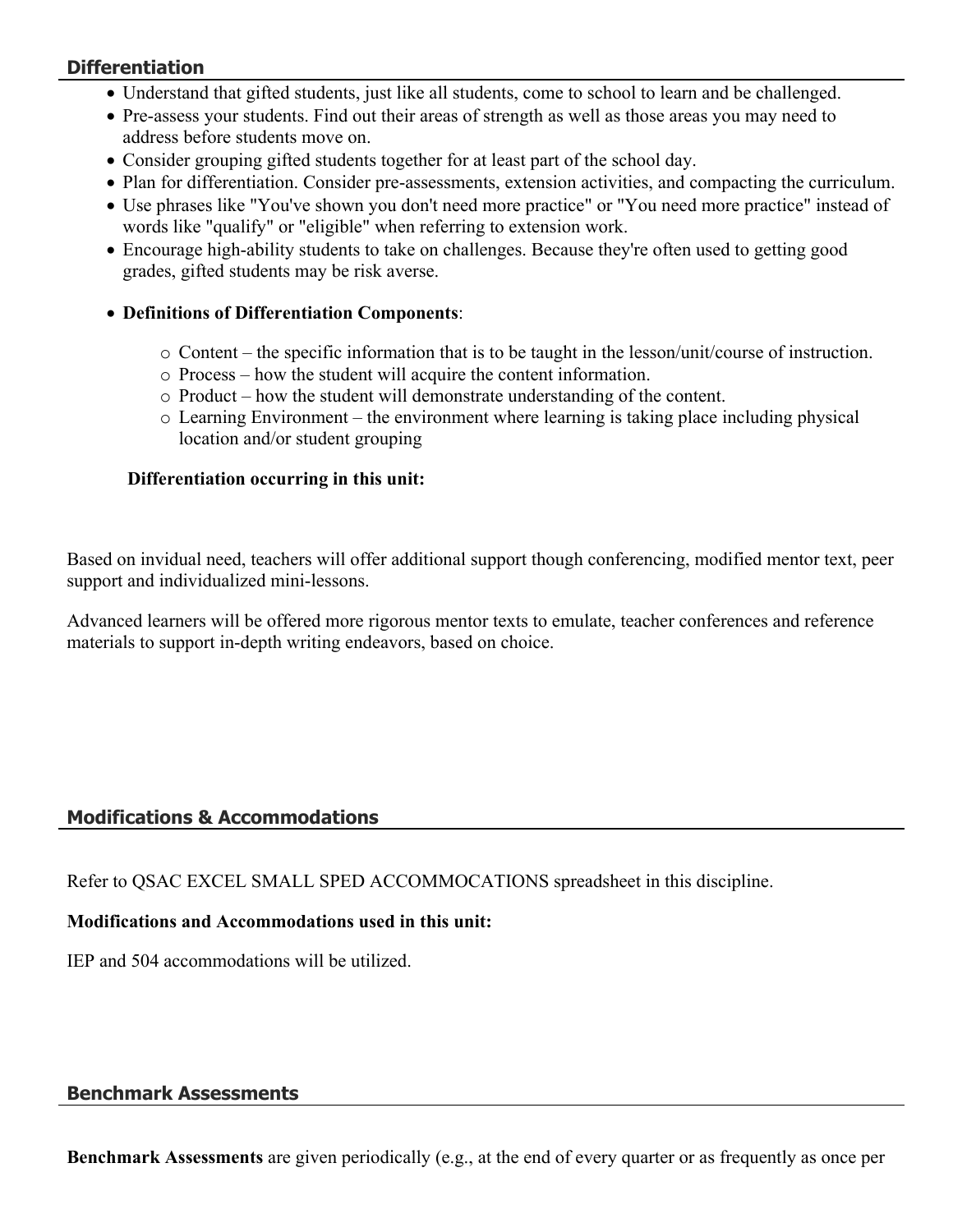## Differentiation

- Understand that gifted students, just like all students, come to school to learn and be challenged.
- Pre-assess your students. Find out their areas of strength as well as those areas you may need to address before students move on.
- Consider grouping gifted students together for at least part of the school day.
- Plan for differentiation. Consider pre-assessments, extension activities, and compacting the curriculum.
- Use phrases like "You've shown you don't need more practice" or "You need more practice" instead of words like "qualify" or "eligible" when referring to extension work.
- Encourage high-ability students to take on challenges. Because they're often used to getting good grades, gifted students may be risk averse.
- **Definitions of Differentiation Components**:
    - Content – the specific information that is to be taught in the lesson/unit/course of instruction.
    - Process – how the student will acquire the content information.
    - Product – how the student will demonstrate understanding of the content.
    - Learning Environment – the environment where learning is taking place including physical location and/or student grouping

**Differentiation occurring in this unit:**

Based on invidual need, teachers will offer additional support though conferencing, modified mentor text, peer support and individualized mini-lessons.

Advanced learners will be offered more rigorous mentor texts to emulate, teacher conferences and reference materials to support in-depth writing endeavors, based on choice.

## Modifications & Accommodations

Refer to QSAC EXCEL SMALL SPED ACCOMMOCATIONS spreadsheet in this discipline.

**Modifications and Accommodations used in this unit:**

IEP and 504 accommodations will be utilized.

## Benchmark Assessments

**Benchmark Assessments** are given periodically (e.g., at the end of every quarter or as frequently as once per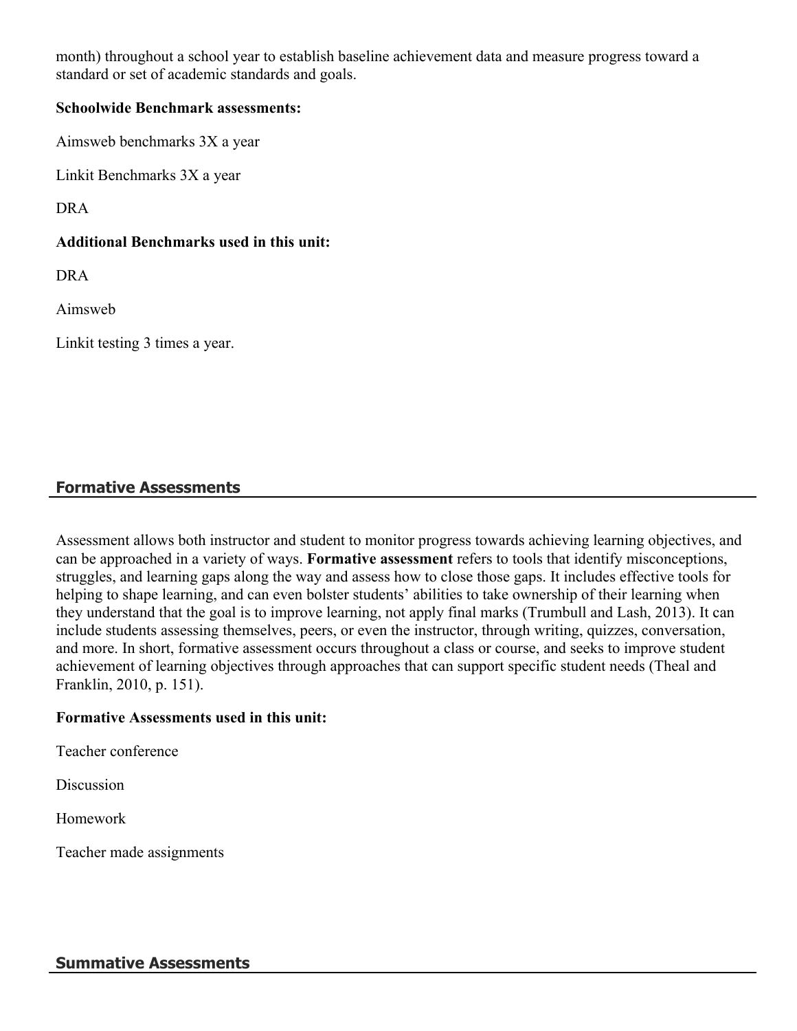month) throughout a school year to establish baseline achievement data and measure progress toward a standard or set of academic standards and goals.

**Schoolwide Benchmark assessments:**

Aimsweb benchmarks 3X a year

Linkit Benchmarks 3X a year

DRA

**Additional Benchmarks used in this unit:**

DRA

Aimsweb

Linkit testing 3 times a year.

## Formative Assessments

Assessment allows both instructor and student to monitor progress towards achieving learning objectives, and can be approached in a variety of ways. **Formative assessment** refers to tools that identify misconceptions, struggles, and learning gaps along the way and assess how to close those gaps. It includes effective tools for helping to shape learning, and can even bolster students' abilities to take ownership of their learning when they understand that the goal is to improve learning, not apply final marks (Trumbull and Lash, 2013). It can include students assessing themselves, peers, or even the instructor, through writing, quizzes, conversation, and more. In short, formative assessment occurs throughout a class or course, and seeks to improve student achievement of learning objectives through approaches that can support specific student needs (Theal and Franklin, 2010, p. 151).

**Formative Assessments used in this unit:**

Teacher conference

Discussion

Homework

Teacher made assignments

## Summative Assessments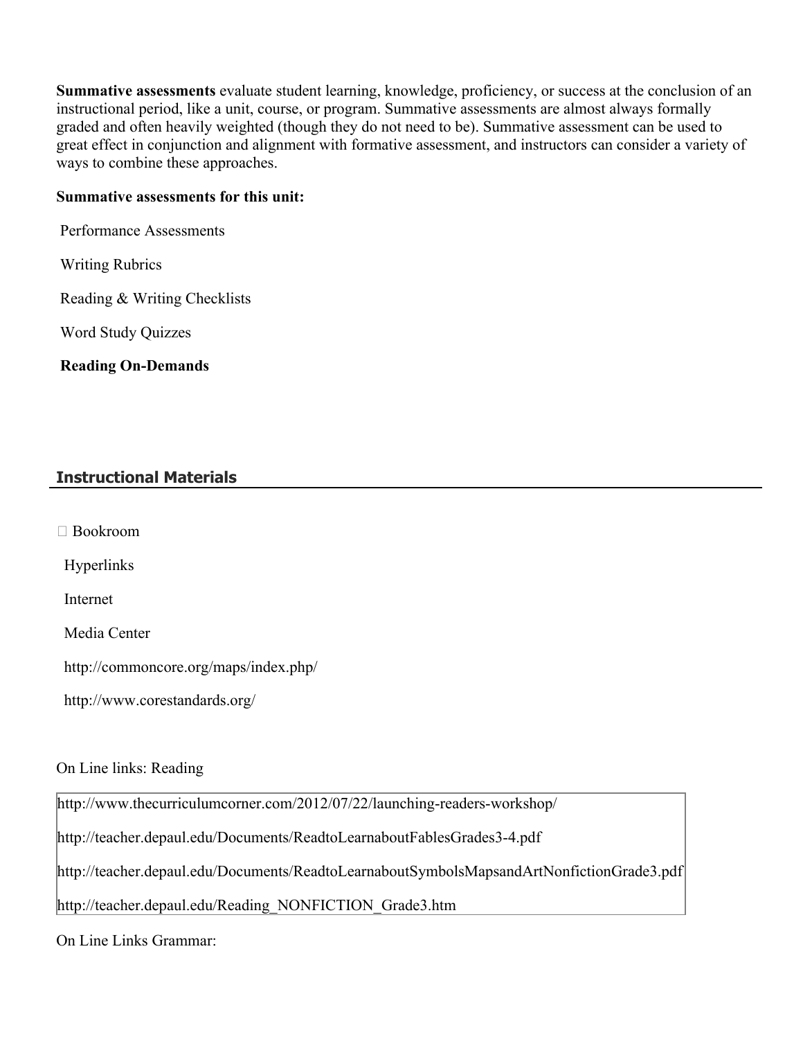**Summative assessments** evaluate student learning, knowledge, proficiency, or success at the conclusion of an instructional period, like a unit, course, or program. Summative assessments are almost always formally graded and often heavily weighted (though they do not need to be). Summative assessment can be used to great effect in conjunction and alignment with formative assessment, and instructors can consider a variety of ways to combine these approaches.

**Summative assessments for this unit:**

Performance Assessments

Writing Rubrics

Reading & Writing Checklists

Word Study Quizzes

**Reading On-Demands**

## Instructional Materials

 Bookroom

Hyperlinks

Internet

Media Center

http://commoncore.org/maps/index.php/

http://www.corestandards.org/

On Line links: Reading

| http://www.thecurriculumcorner.com/2012/07/22/launching-readers-workshop/ |
|---|
| http://teacher.depaul.edu/Documents/ReadtoLearnaboutFablesGrades3-4.pdf |
| http://teacher.depaul.edu/Documents/ReadtoLearnaboutSymbolsMapsandArtNonfictionGrade3.pdf |
| http://teacher.depaul.edu/Reading_NONFICTION_Grade3.htm |

On Line Links Grammar: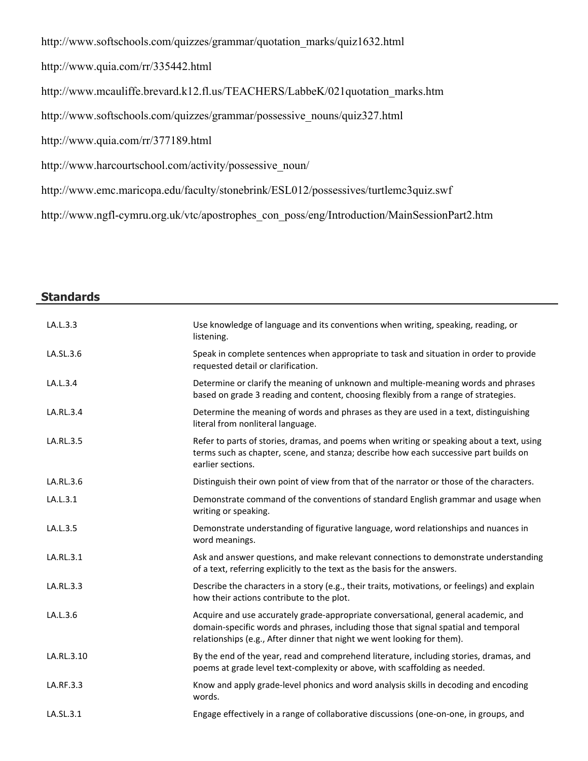http://www.softschools.com/quizzes/grammar/quotation_marks/quiz1632.html

http://www.quia.com/rr/335442.html

http://www.mcauliffe.brevard.k12.fl.us/TEACHERS/LabbeK/021quotation_marks.htm

http://www.softschools.com/quizzes/grammar/possessive_nouns/quiz327.html

http://www.quia.com/rr/377189.html

http://www.harcourtschool.com/activity/possessive_noun/

http://www.emc.maricopa.edu/faculty/stonebrink/ESL012/possessives/turtlemc3quiz.swf

http://www.ngfl-cymru.org.uk/vtc/apostrophes_con_poss/eng/Introduction/MainSessionPart2.htm

## Standards

| | |
|---|---|
| LA.L.3.3 | Use knowledge of language and its conventions when writing, speaking, reading, or listening. |
| LA.SL.3.6 | Speak in complete sentences when appropriate to task and situation in order to provide requested detail or clarification. |
| LA.L.3.4 | Determine or clarify the meaning of unknown and multiple-meaning words and phrases based on grade 3 reading and content, choosing flexibly from a range of strategies. |
| LA.RL.3.4 | Determine the meaning of words and phrases as they are used in a text, distinguishing literal from nonliteral language. |
| LA.RL.3.5 | Refer to parts of stories, dramas, and poems when writing or speaking about a text, using terms such as chapter, scene, and stanza; describe how each successive part builds on earlier sections. |
| LA.RL.3.6 | Distinguish their own point of view from that of the narrator or those of the characters. |
| LA.L.3.1 | Demonstrate command of the conventions of standard English grammar and usage when writing or speaking. |
| LA.L.3.5 | Demonstrate understanding of figurative language, word relationships and nuances in word meanings. |
| LA.RL.3.1 | Ask and answer questions, and make relevant connections to demonstrate understanding of a text, referring explicitly to the text as the basis for the answers. |
| LA.RL.3.3 | Describe the characters in a story (e.g., their traits, motivations, or feelings) and explain how their actions contribute to the plot. |
| LA.L.3.6 | Acquire and use accurately grade-appropriate conversational, general academic, and domain-specific words and phrases, including those that signal spatial and temporal relationships (e.g., After dinner that night we went looking for them). |
| LA.RL.3.10 | By the end of the year, read and comprehend literature, including stories, dramas, and poems at grade level text-complexity or above, with scaffolding as needed. |
| LA.RF.3.3 | Know and apply grade-level phonics and word analysis skills in decoding and encoding words. |
| LA.SL.3.1 | Engage effectively in a range of collaborative discussions (one-on-one, in groups, and |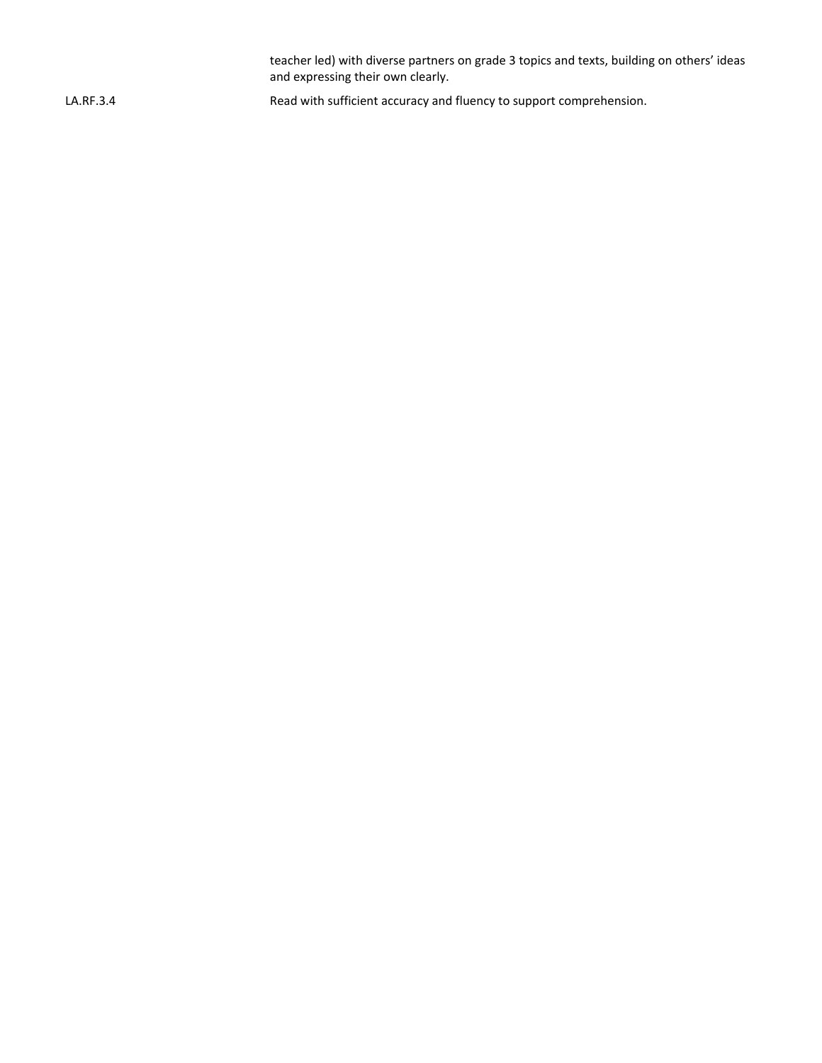| | |
|---|---|
| | teacher led) with diverse partners on grade 3 topics and texts, building on others' ideas and expressing their own clearly. |
| LA.RF.3.4 | Read with sufficient accuracy and fluency to support comprehension. |